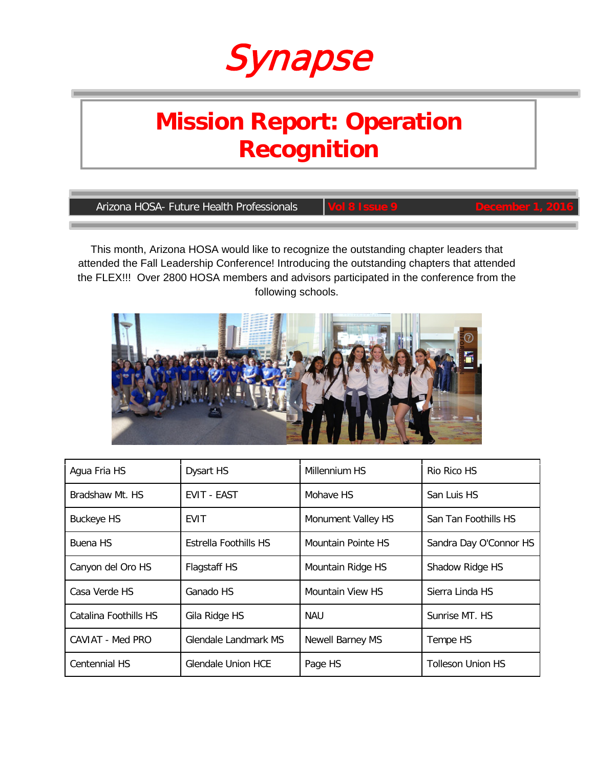# Synapse

## Mission Report: Operation Recognition

Arizona HOSA- Future Health Professionals | Vol 8 Issue 9 | December 1, 2016

This month, Arizona HOSA would like to recognize the outstanding chapter leaders that attended the Fall Leadership Conference! Introducing the outstanding chapters that attended the FLEX!!! Over 2800 HOSA members and advisors participated in the conference from the following schools.

| | | | |
|---|---|---|---|
| Agua Fria HS | Dysart HS | Millennium HS | Rio Rico HS |
| Bradshaw Mt. HS | EVIT - EAST | Mohave HS | San Luis HS |
| Buckeye HS | EVIT | Monument Valley HS | San Tan Foothills HS |
| Buena HS | Estrella Foothills HS | Mountain Pointe HS | Sandra Day O'Connor HS |
| Canyon del Oro HS | Flagstaff HS | Mountain Ridge HS | Shadow Ridge HS |
| Casa Verde HS | Ganado HS | Mountain View HS | Sierra Linda HS |
| Catalina Foothills HS | Gila Ridge HS | NAU | Sunrise MT. HS |
| CAVIAT - Med PRO | Glendale Landmark MS | Newell Barney MS | Tempe HS |
| Centennial HS | Glendale Union HCE | Page HS | Tolleson Union HS |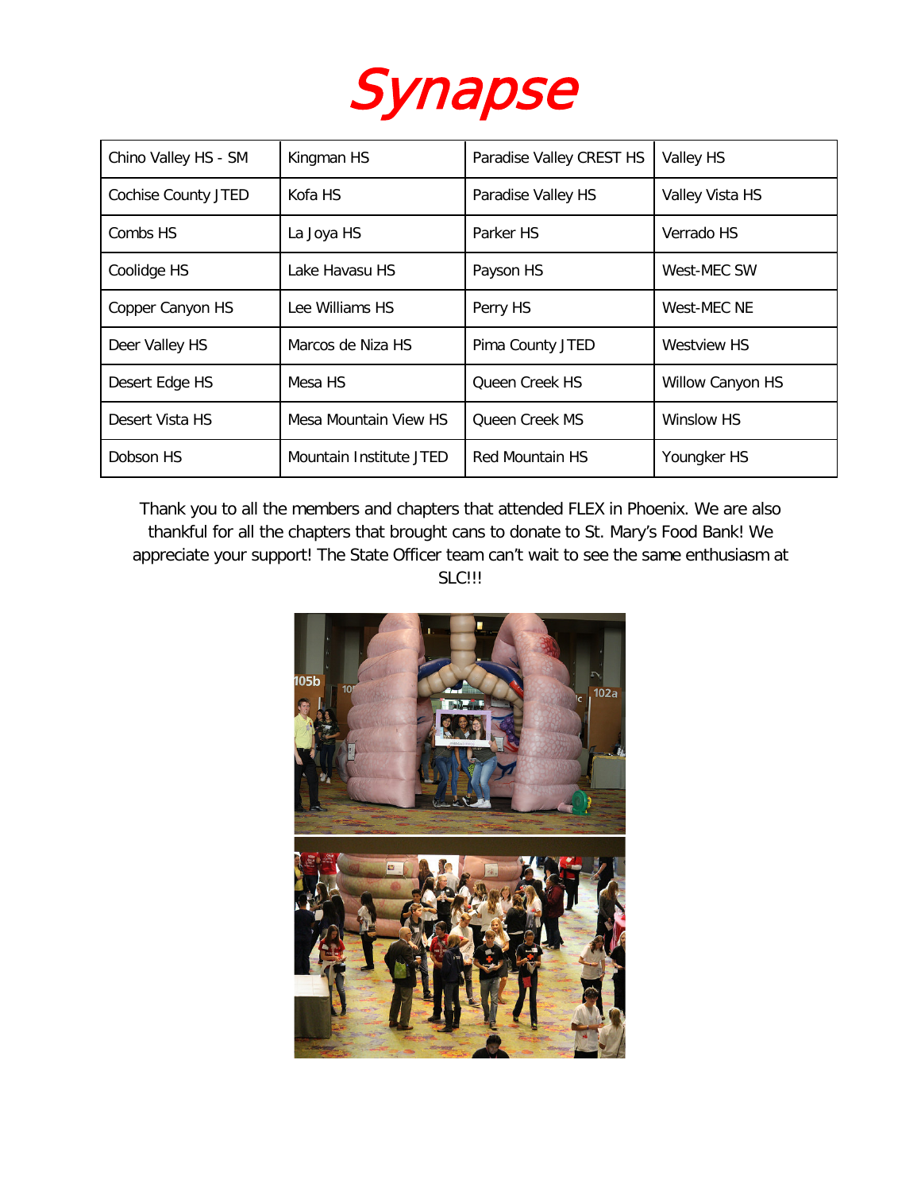# Synapse

| Chino Valley HS - SM | Kingman HS | Paradise Valley CREST HS | Valley HS |
|---|---|---|---|
| Cochise County JTED | Kofa HS | Paradise Valley HS | Valley Vista HS |
| Combs HS | La Joya HS | Parker HS | Verrado HS |
| Coolidge HS | Lake Havasu HS | Payson HS | West-MEC SW |
| Copper Canyon HS | Lee Williams HS | Perry HS | West-MEC NE |
| Deer Valley HS | Marcos de Niza HS | Pima County JTED | Westview HS |
| Desert Edge HS | Mesa HS | Queen Creek HS | Willow Canyon HS |
| Desert Vista HS | Mesa Mountain View HS | Queen Creek MS | Winslow HS |
| Dobson HS | Mountain Institute JTED | Red Mountain HS | Youngker HS |

Thank you to all the members and chapters that attended FLEX in Phoenix. We are also thankful for all the chapters that brought cans to donate to St. Mary's Food Bank! We appreciate your support! The State Officer team can't wait to see the same enthusiasm at SLC!!!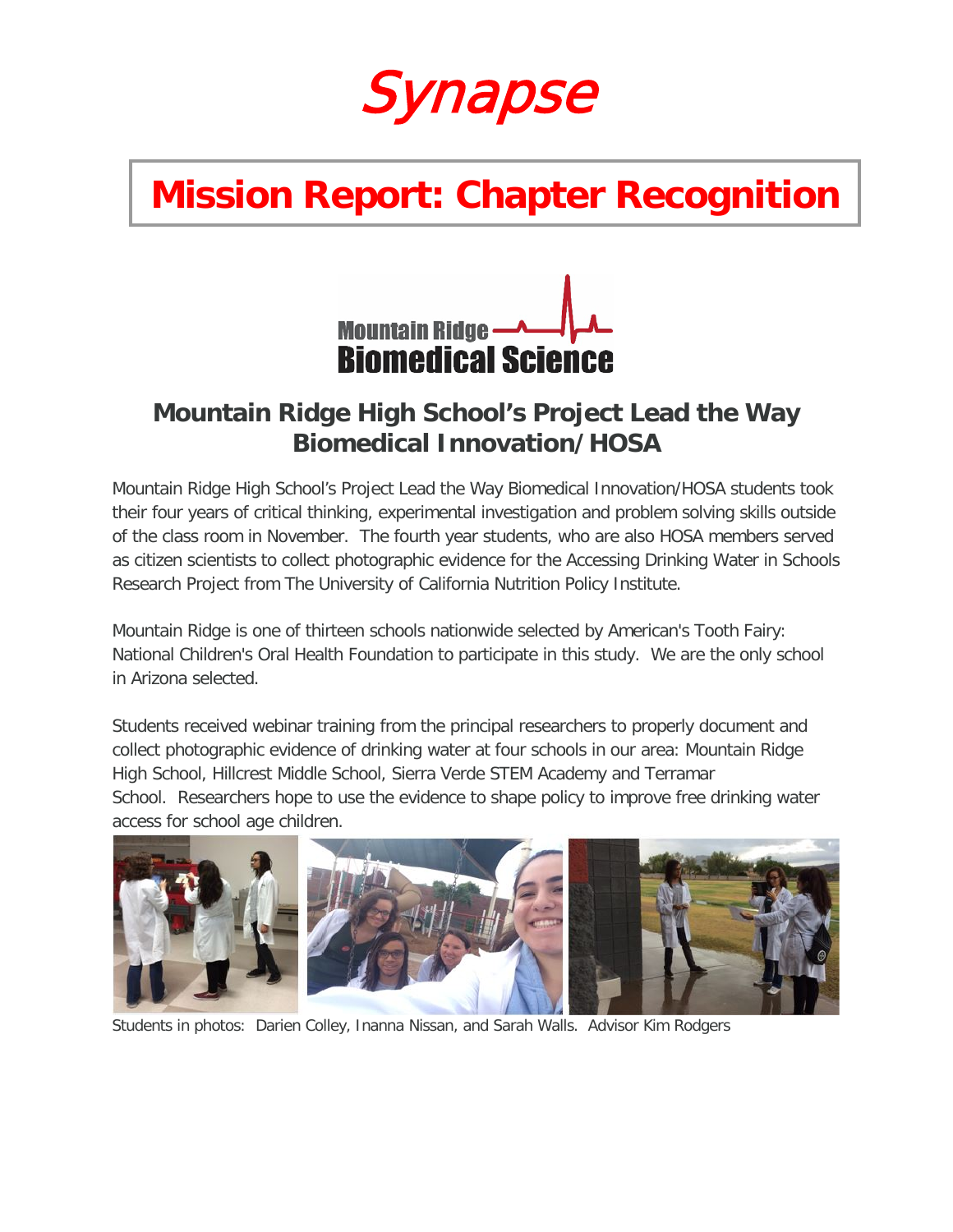# Synapse

## Mission Report: Chapter Recognition

Mountain Ridge Biomedical Science

### Mountain Ridge High School's Project Lead the Way Biomedical Innovation/HOSA

Mountain Ridge High School's Project Lead the Way Biomedical Innovation/HOSA students took their four years of critical thinking, experimental investigation and problem solving skills outside of the class room in November. The fourth year students, who are also HOSA members served as citizen scientists to collect photographic evidence for the Accessing Drinking Water in Schools Research Project from The University of California Nutrition Policy Institute.

Mountain Ridge is one of thirteen schools nationwide selected by American's Tooth Fairy: National Children's Oral Health Foundation to participate in this study. We are the only school in Arizona selected.

Students received webinar training from the principal researchers to properly document and collect photographic evidence of drinking water at four schools in our area: Mountain Ridge High School, Hillcrest Middle School, Sierra Verde STEM Academy and Terramar School. Researchers hope to use the evidence to shape policy to improve free drinking water access for school age children.

Students in photos: Darien Colley, Inanna Nissan, and Sarah Walls. Advisor Kim Rodgers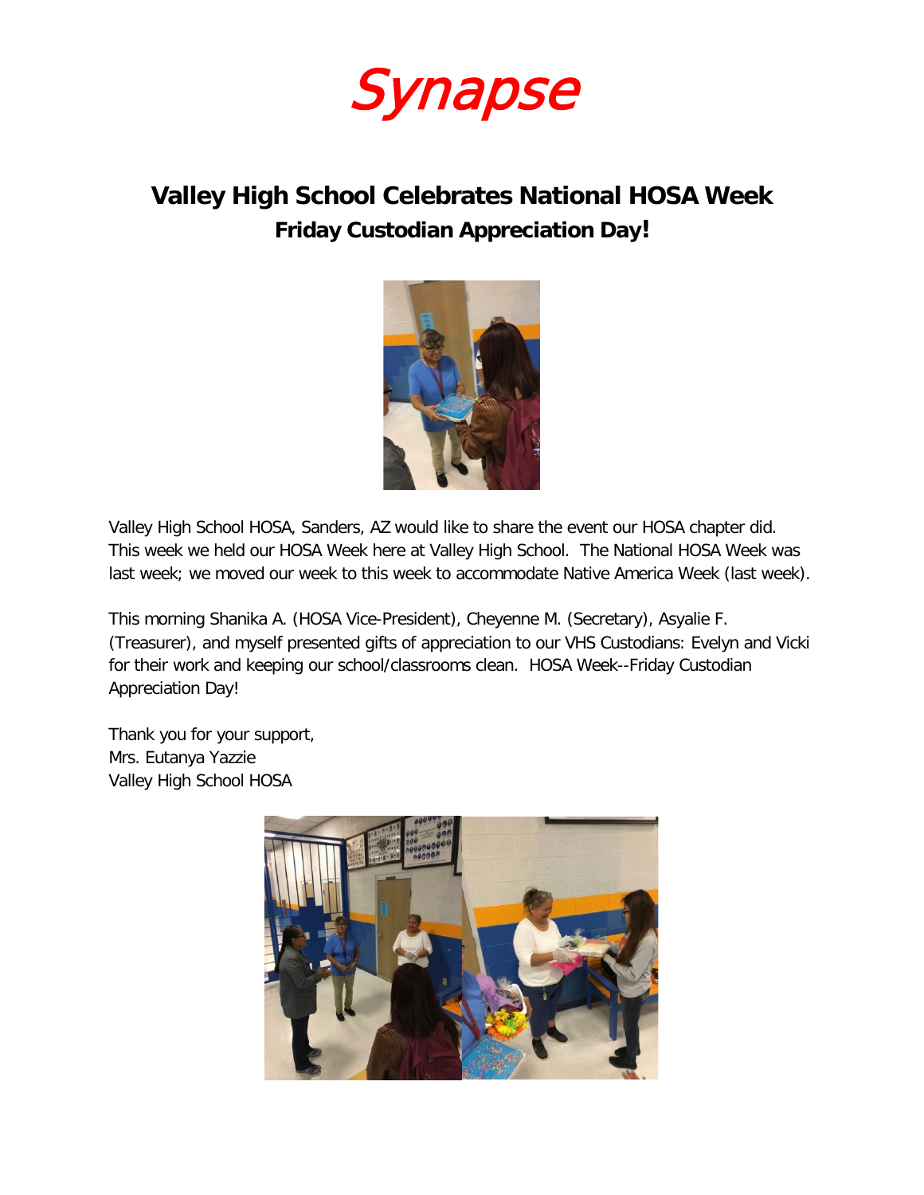# Synapse

## Valley High School Celebrates National HOSA Week

### Friday Custodian Appreciation Day!

Valley High School HOSA, Sanders, AZ would like to share the event our HOSA chapter did. This week we held our HOSA Week here at Valley High School. The National HOSA Week was last week; we moved our week to this week to accommodate Native America Week (last week).

This morning Shanika A. (HOSA Vice-President), Cheyenne M. (Secretary), Asyalie F. (Treasurer), and myself presented gifts of appreciation to our VHS Custodians: Evelyn and Vicki for their work and keeping our school/classrooms clean. HOSA Week--Friday Custodian Appreciation Day!

Thank you for your support,
Mrs. Eutanya Yazzie
Valley High School HOSA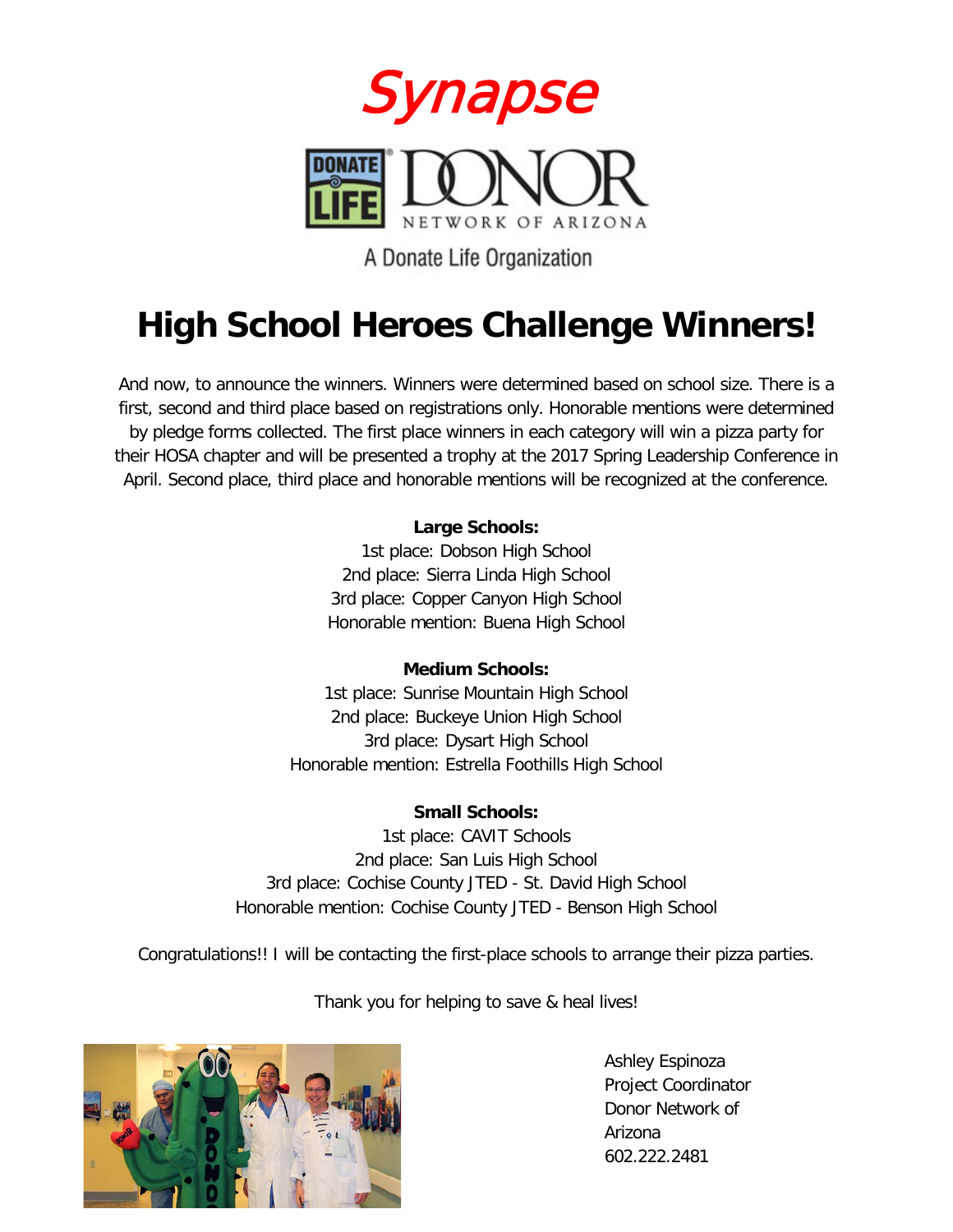Synapse

DONATE LIFE DONOR NETWORK OF ARIZONA

A Donate Life Organization

# High School Heroes Challenge Winners!

And now, to announce the winners. Winners were determined based on school size. There is a first, second and third place based on registrations only. Honorable mentions were determined by pledge forms collected. The first place winners in each category will win a pizza party for their HOSA chapter and will be presented a trophy at the 2017 Spring Leadership Conference in April. Second place, third place and honorable mentions will be recognized at the conference.

**Large Schools:**
1st place: Dobson High School
2nd place: Sierra Linda High School
3rd place: Copper Canyon High School
Honorable mention: Buena High School

**Medium Schools:**
1st place: Sunrise Mountain High School
2nd place: Buckeye Union High School
3rd place: Dysart High School
Honorable mention: Estrella Foothills High School

**Small Schools:**
1st place: CAVIT Schools
2nd place: San Luis High School
3rd place: Cochise County JTED - St. David High School
Honorable mention: Cochise County JTED - Benson High School

Congratulations!! I will be contacting the first-place schools to arrange their pizza parties.

Thank you for helping to save & heal lives!

Ashley Espinoza
Project Coordinator
Donor Network of Arizona
602.222.2481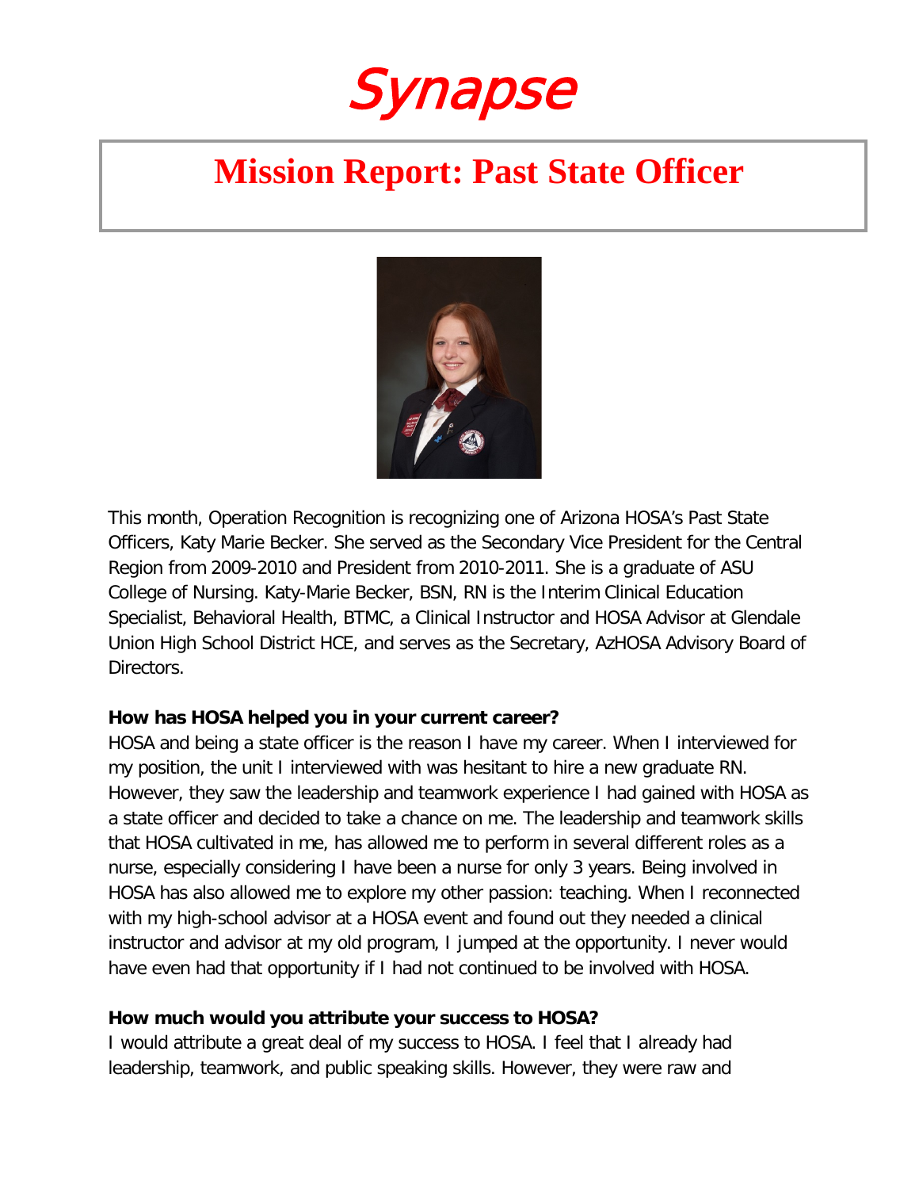# Synapse

## Mission Report: Past State Officer

This month, Operation Recognition is recognizing one of Arizona HOSA's Past State Officers, Katy Marie Becker. She served as the Secondary Vice President for the Central Region from 2009-2010 and President from 2010-2011. She is a graduate of ASU College of Nursing. Katy-Marie Becker, BSN, RN is the Interim Clinical Education Specialist, Behavioral Health, BTMC, a Clinical Instructor and HOSA Advisor at Glendale Union High School District HCE, and serves as the Secretary, AzHOSA Advisory Board of Directors.

**How has HOSA helped you in your current career?**

HOSA and being a state officer is the reason I have my career. When I interviewed for my position, the unit I interviewed with was hesitant to hire a new graduate RN. However, they saw the leadership and teamwork experience I had gained with HOSA as a state officer and decided to take a chance on me. The leadership and teamwork skills that HOSA cultivated in me, has allowed me to perform in several different roles as a nurse, especially considering I have been a nurse for only 3 years. Being involved in HOSA has also allowed me to explore my other passion: teaching. When I reconnected with my high-school advisor at a HOSA event and found out they needed a clinical instructor and advisor at my old program, I jumped at the opportunity. I never would have even had that opportunity if I had not continued to be involved with HOSA.

**How much would you attribute your success to HOSA?**

I would attribute a great deal of my success to HOSA. I feel that I already had leadership, teamwork, and public speaking skills. However, they were raw and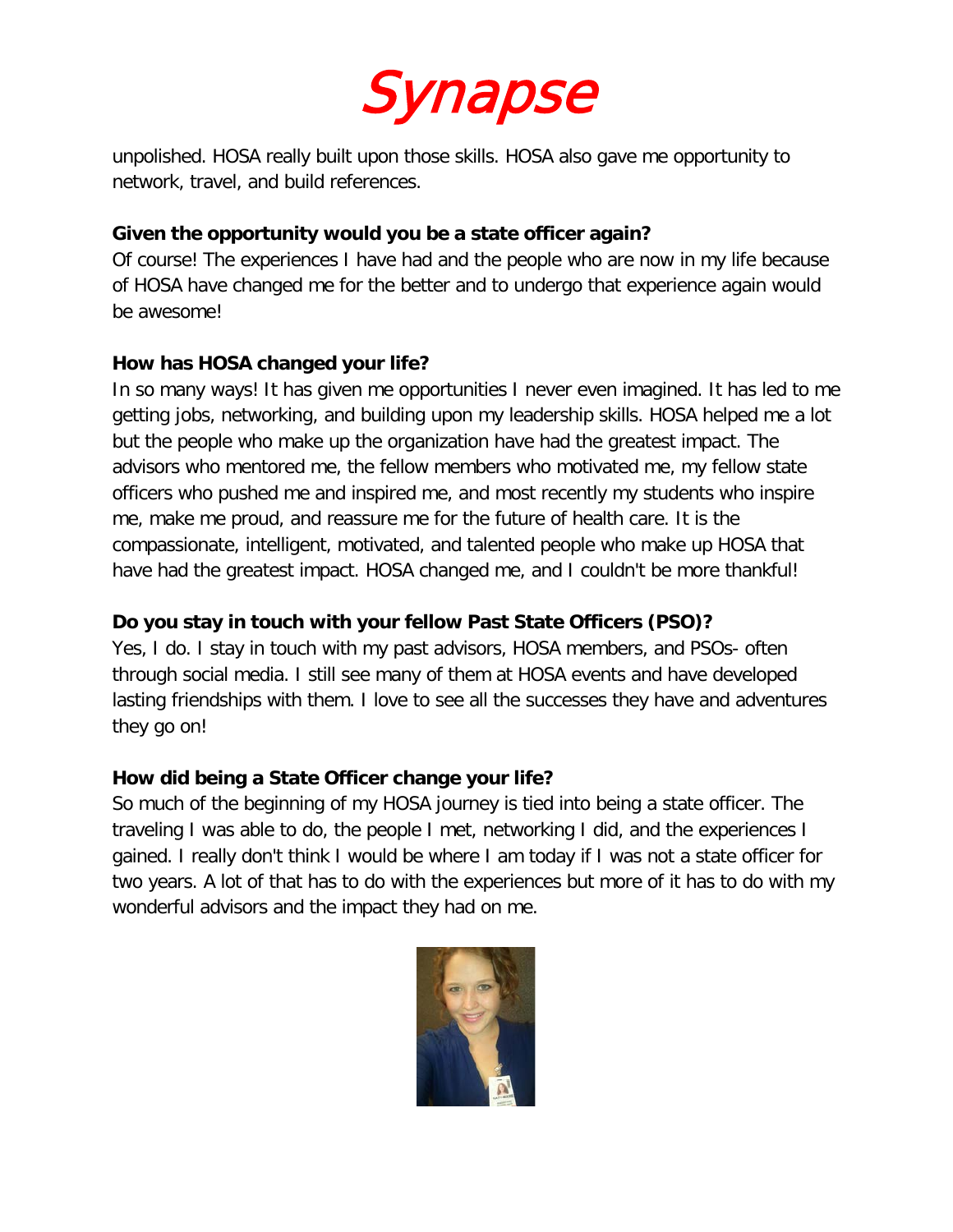unpolished. HOSA really built upon those skills. HOSA also gave me opportunity to network, travel, and build references.

**Given the opportunity would you be a state officer again?**

Of course! The experiences I have had and the people who are now in my life because of HOSA have changed me for the better and to undergo that experience again would be awesome!

**How has HOSA changed your life?**

In so many ways! It has given me opportunities I never even imagined. It has led to me getting jobs, networking, and building upon my leadership skills. HOSA helped me a lot but the people who make up the organization have had the greatest impact. The advisors who mentored me, the fellow members who motivated me, my fellow state officers who pushed me and inspired me, and most recently my students who inspire me, make me proud, and reassure me for the future of health care. It is the compassionate, intelligent, motivated, and talented people who make up HOSA that have had the greatest impact. HOSA changed me, and I couldn't be more thankful!

**Do you stay in touch with your fellow Past State Officers (PSO)?**

Yes, I do. I stay in touch with my past advisors, HOSA members, and PSOs- often through social media. I still see many of them at HOSA events and have developed lasting friendships with them. I love to see all the successes they have and adventures they go on!

**How did being a State Officer change your life?**

So much of the beginning of my HOSA journey is tied into being a state officer. The traveling I was able to do, the people I met, networking I did, and the experiences I gained. I really don't think I would be where I am today if I was not a state officer for two years. A lot of that has to do with the experiences but more of it has to do with my wonderful advisors and the impact they had on me.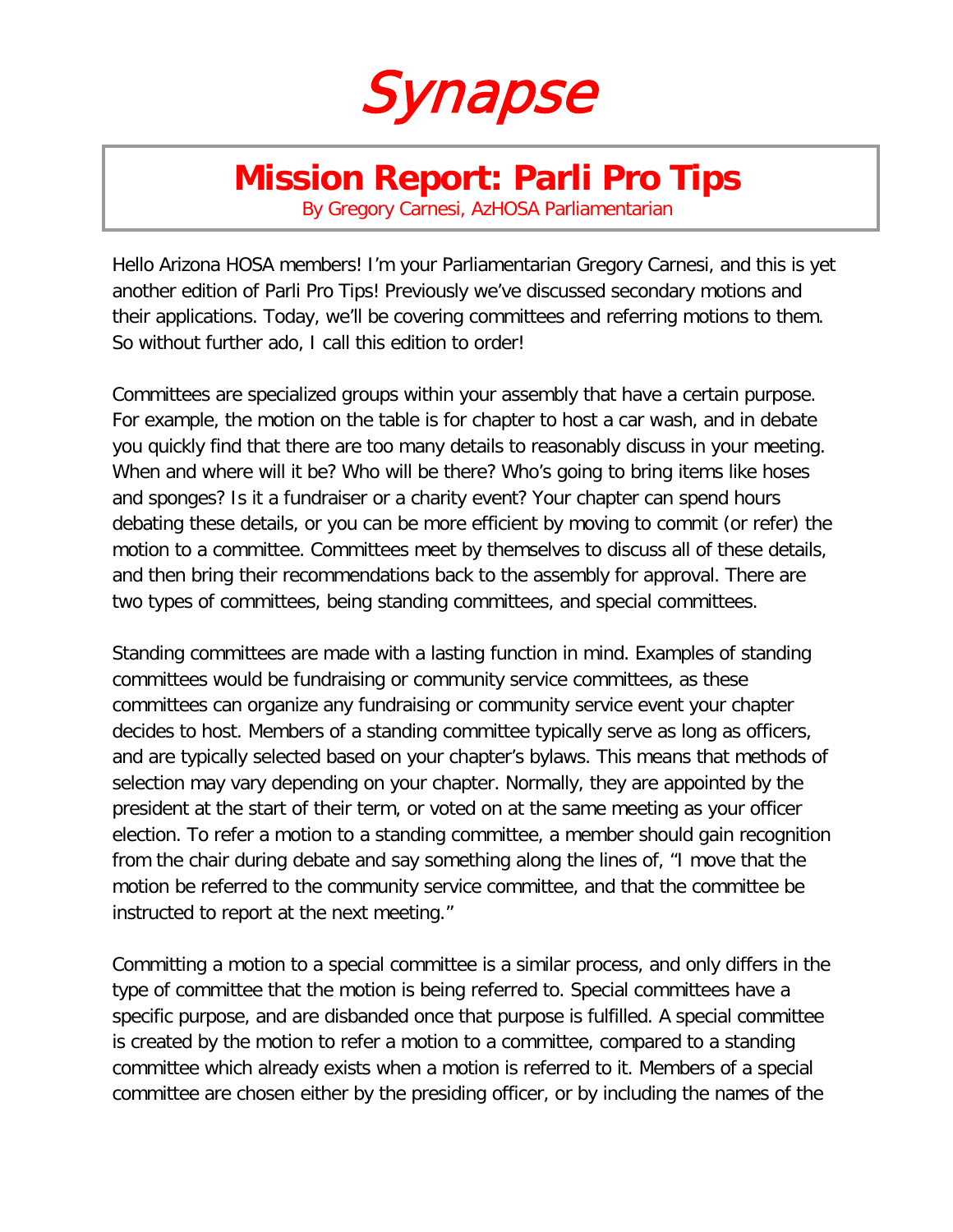# Synapse

## Mission Report: Parli Pro Tips

By Gregory Carnesi, AzHOSA Parliamentarian

Hello Arizona HOSA members! I'm your Parliamentarian Gregory Carnesi, and this is yet another edition of Parli Pro Tips! Previously we've discussed secondary motions and their applications. Today, we'll be covering committees and referring motions to them. So without further ado, I call this edition to order!

Committees are specialized groups within your assembly that have a certain purpose. For example, the motion on the table is for chapter to host a car wash, and in debate you quickly find that there are too many details to reasonably discuss in your meeting. When and where will it be? Who will be there? Who's going to bring items like hoses and sponges? Is it a fundraiser or a charity event? Your chapter can spend hours debating these details, or you can be more efficient by moving to commit (or refer) the motion to a committee. Committees meet by themselves to discuss all of these details, and then bring their recommendations back to the assembly for approval. There are two types of committees, being standing committees, and special committees.

Standing committees are made with a lasting function in mind. Examples of standing committees would be fundraising or community service committees, as these committees can organize any fundraising or community service event your chapter decides to host. Members of a standing committee typically serve as long as officers, and are typically selected based on your chapter's bylaws. This means that methods of selection may vary depending on your chapter. Normally, they are appointed by the president at the start of their term, or voted on at the same meeting as your officer election. To refer a motion to a standing committee, a member should gain recognition from the chair during debate and say something along the lines of, "I move that the motion be referred to the community service committee, and that the committee be instructed to report at the next meeting."

Committing a motion to a special committee is a similar process, and only differs in the type of committee that the motion is being referred to. Special committees have a specific purpose, and are disbanded once that purpose is fulfilled. A special committee is created by the motion to refer a motion to a committee, compared to a standing committee which already exists when a motion is referred to it. Members of a special committee are chosen either by the presiding officer, or by including the names of the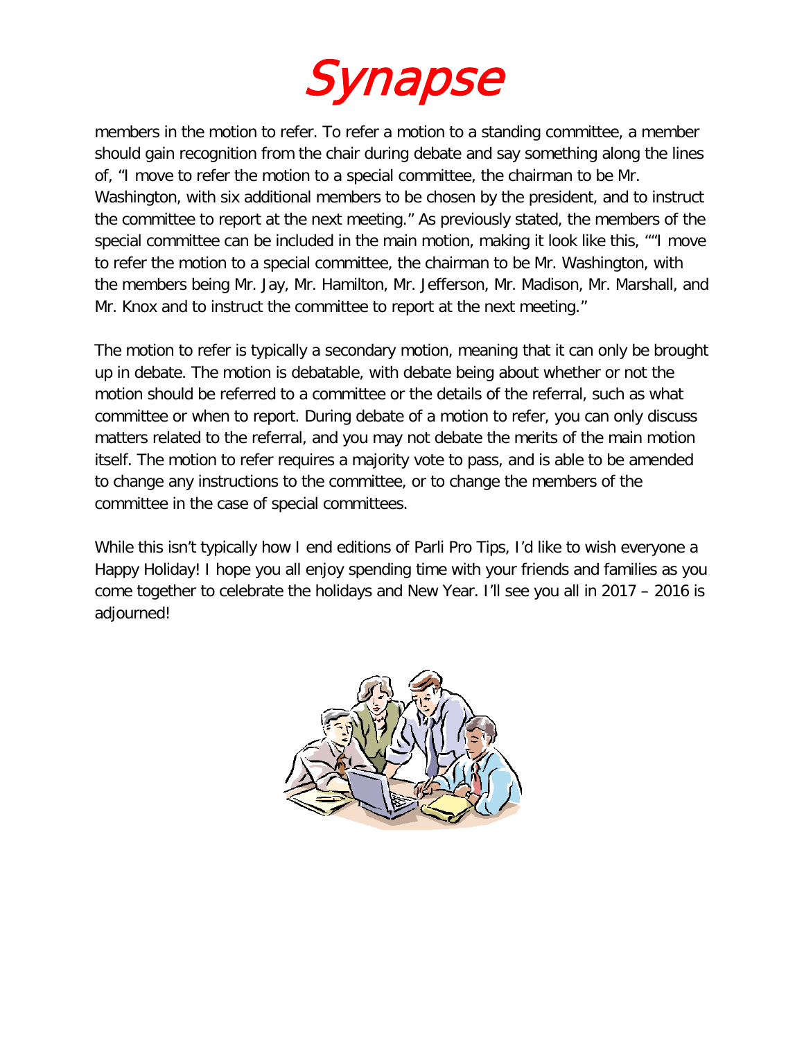members in the motion to refer. To refer a motion to a standing committee, a member should gain recognition from the chair during debate and say something along the lines of, "I move to refer the motion to a special committee, the chairman to be Mr. Washington, with six additional members to be chosen by the president, and to instruct the committee to report at the next meeting." As previously stated, the members of the special committee can be included in the main motion, making it look like this, ""I move to refer the motion to a special committee, the chairman to be Mr. Washington, with the members being Mr. Jay, Mr. Hamilton, Mr. Jefferson, Mr. Madison, Mr. Marshall, and Mr. Knox and to instruct the committee to report at the next meeting."

The motion to refer is typically a secondary motion, meaning that it can only be brought up in debate. The motion is debatable, with debate being about whether or not the motion should be referred to a committee or the details of the referral, such as what committee or when to report. During debate of a motion to refer, you can only discuss matters related to the referral, and you may not debate the merits of the main motion itself. The motion to refer requires a majority vote to pass, and is able to be amended to change any instructions to the committee, or to change the members of the committee in the case of special committees.

While this isn't typically how I end editions of Parli Pro Tips, I'd like to wish everyone a Happy Holiday! I hope you all enjoy spending time with your friends and families as you come together to celebrate the holidays and New Year. I'll see you all in 2017 – 2016 is adjourned!